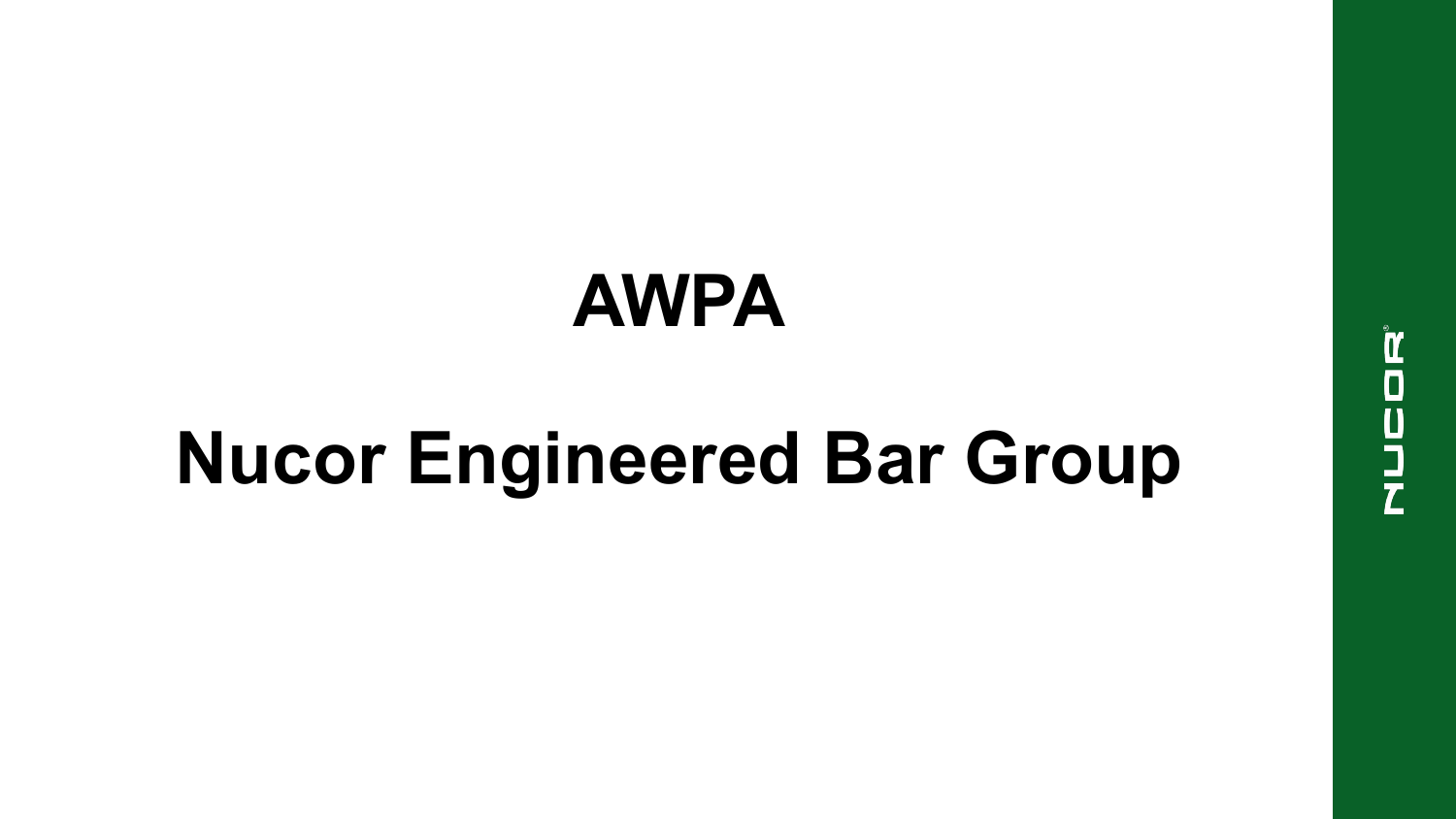# AWPA

# Nucor Engineered Bar Group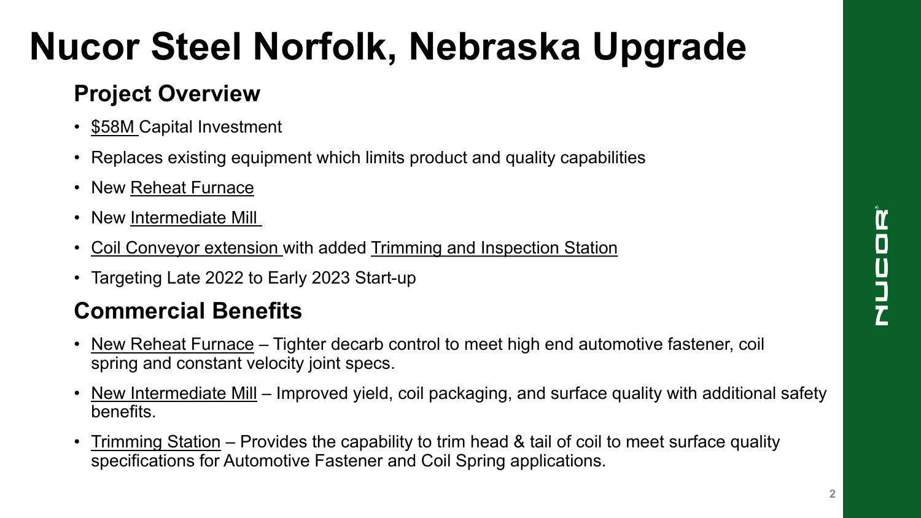# Nucor Steel Norfolk, Nebraska Upgrade

## Project Overview

- $58M Capital Investment
- Replaces existing equipment which limits product and quality capabilities
- New Reheat Furnace
- New Intermediate Mill
- Coil Conveyor extension with added Trimming and Inspection Station
- Targeting Late 2022 to Early 2023 Start-up

## Commercial Benefits

- New Reheat Furnace – Tighter decarb control to meet high end automotive fastener, coil spring and constant velocity joint specs.
- New Intermediate Mill – Improved yield, coil packaging, and surface quality with additional safety benefits.
- Trimming Station – Provides the capability to trim head & tail of coil to meet surface quality specifications for Automotive Fastener and Coil Spring applications.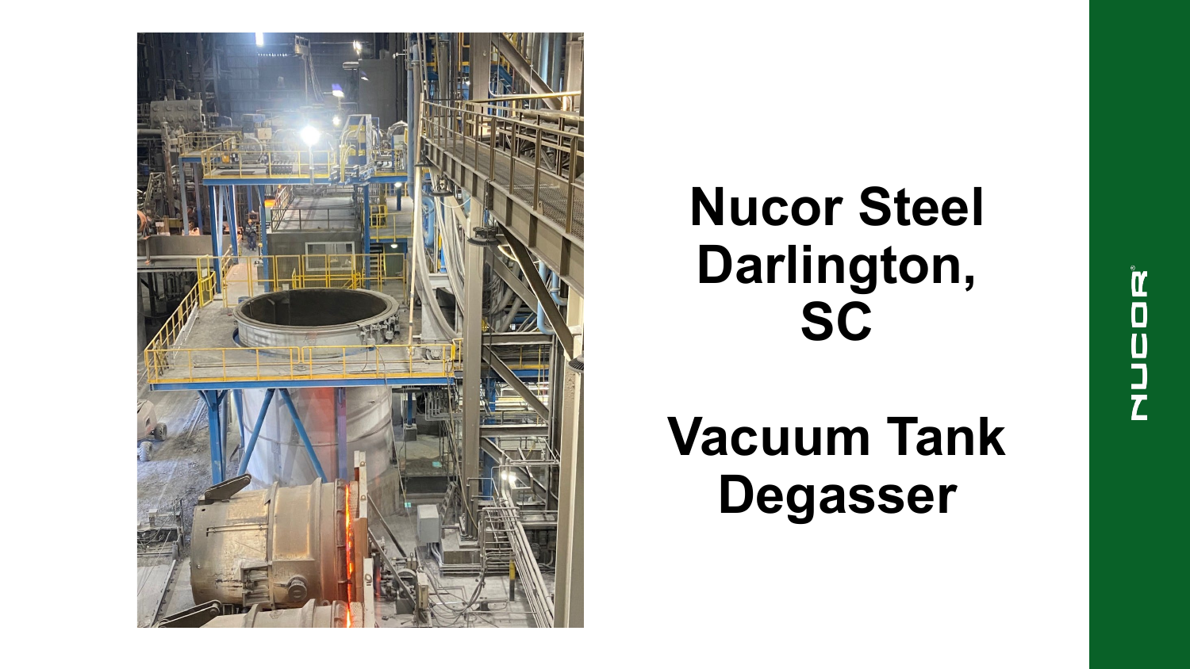# Nucor Steel Darlington, SC

# Vacuum Tank Degasser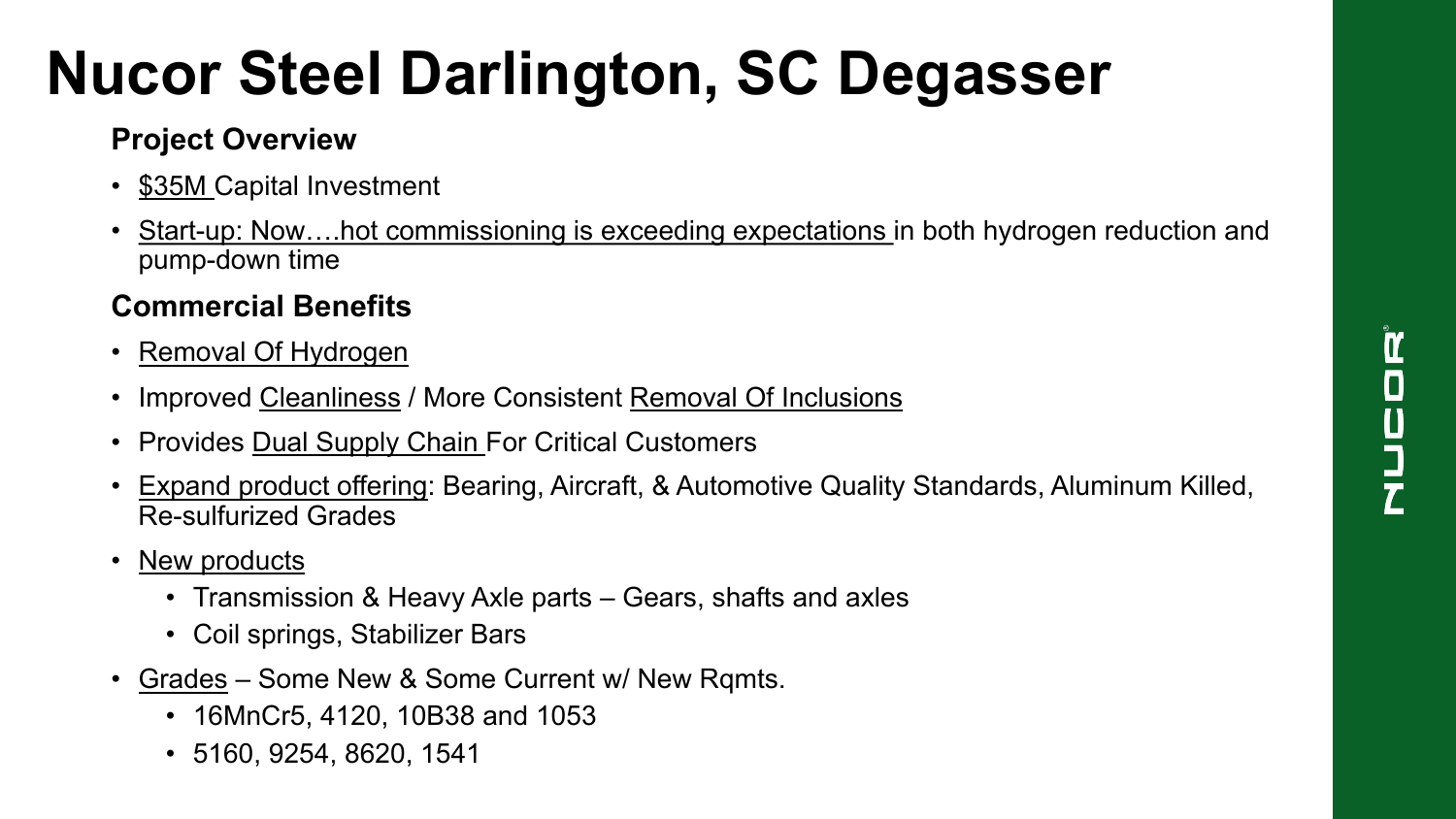# Nucor Steel Darlington, SC Degasser

## Project Overview

- $35M Capital Investment
- Start-up: Now….hot commissioning is exceeding expectations in both hydrogen reduction and pump-down time

## Commercial Benefits

- Removal Of Hydrogen
- Improved Cleanliness / More Consistent Removal Of Inclusions
- Provides Dual Supply Chain For Critical Customers
- Expand product offering: Bearing, Aircraft, & Automotive Quality Standards, Aluminum Killed, Re-sulfurized Grades
- New products
  - Transmission & Heavy Axle parts – Gears, shafts and axles
  - Coil springs, Stabilizer Bars
- Grades – Some New & Some Current w/ New Rqmts.
  - 16MnCr5, 4120, 10B38 and 1053
  - 5160, 9254, 8620, 1541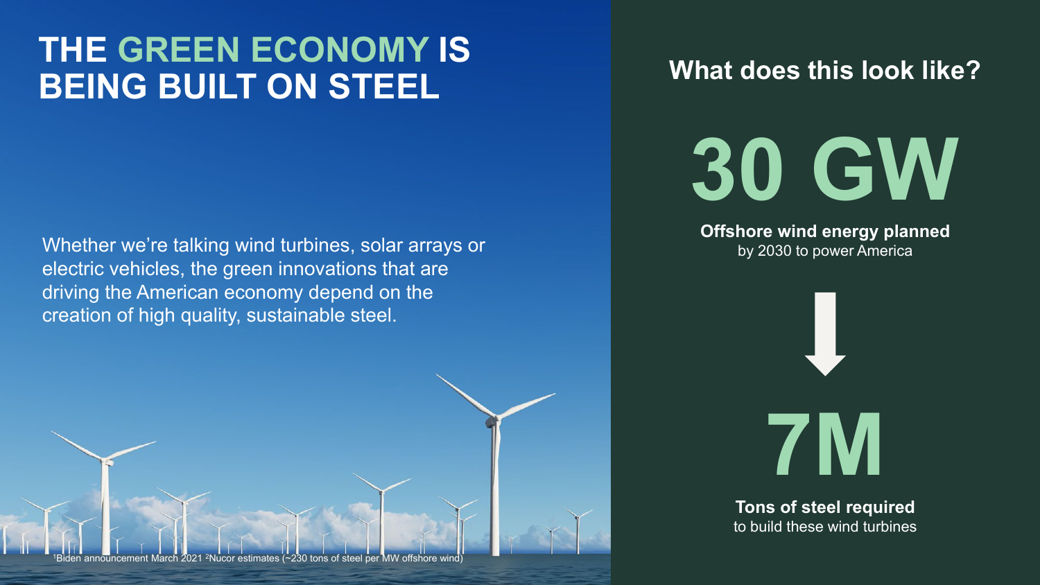# THE GREEN ECONOMY IS BEING BUILT ON STEEL

Whether we're talking wind turbines, solar arrays or electric vehicles, the green innovations that are driving the American economy depend on the creation of high quality, sustainable steel.

## What does this look like?

**30 GW**

**Offshore wind energy planned** by 2030 to power America

↓

**7M**

**Tons of steel required** to build these wind turbines

[1]Biden announcement March 2021 [2]Nucor estimates (~230 tons of steel per MW offshore wind)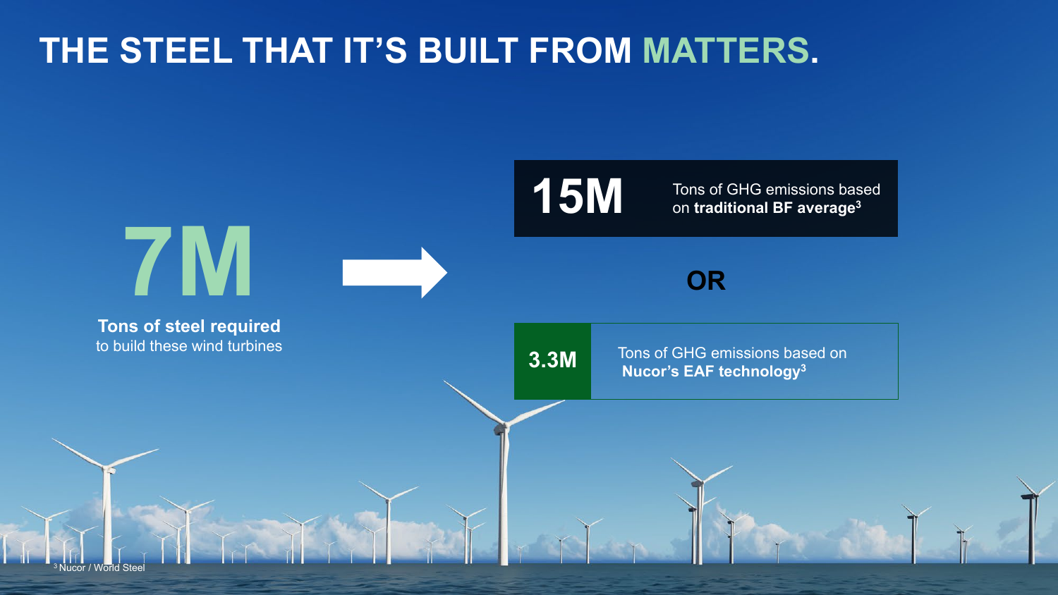# THE STEEL THAT IT'S BUILT FROM MATTERS.

**7M**

**Tons of steel required** to build these wind turbines

**15M** Tons of GHG emissions based on **traditional BF average**[3]

**OR**

**3.3M** Tons of GHG emissions based on **Nucor's EAF technology**[3]

[3] Nucor / World Steel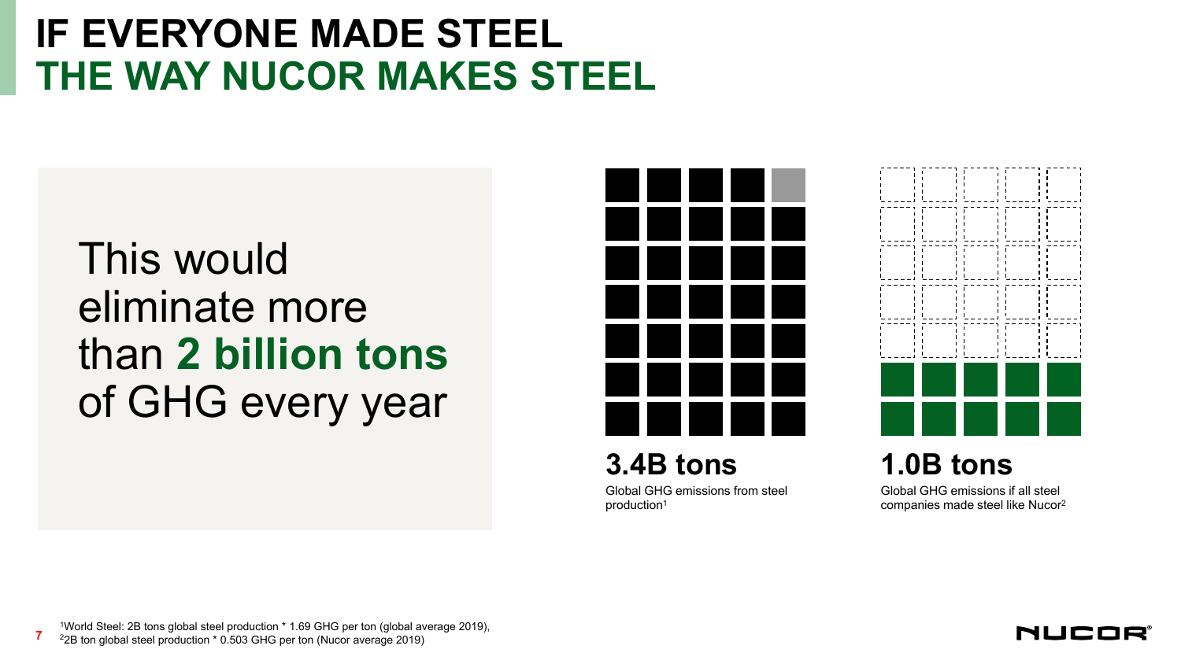# IF EVERYONE MADE STEEL THE WAY NUCOR MAKES STEEL

This would eliminate more than **2 billion tons** of GHG every year

**3.4B tons**

Global GHG emissions from steel production[1]

**1.0B tons**

Global GHG emissions if all steel companies made steel like Nucor[2]

[1]World Steel: 2B tons global steel production * 1.69 GHG per ton (global average 2019),
[2]2B ton global steel production * 0.503 GHG per ton (Nucor average 2019)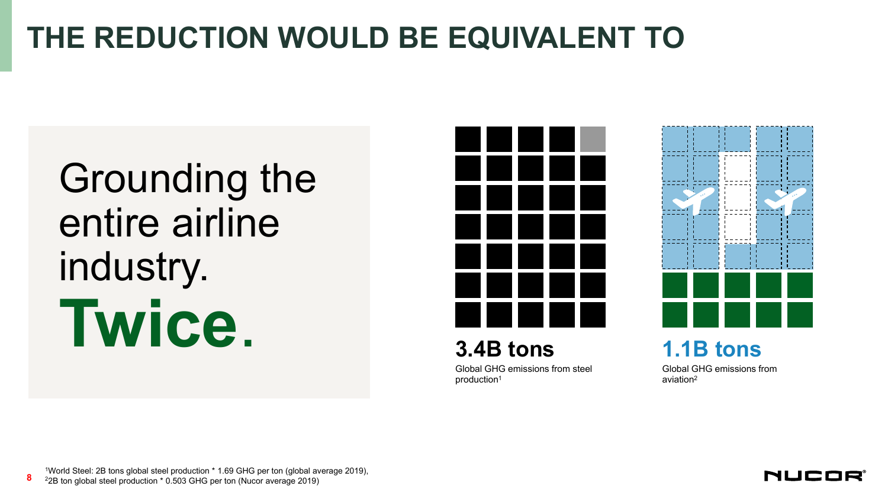# THE REDUCTION WOULD BE EQUIVALENT TO

Grounding the entire airline industry. **Twice.**

**3.4B tons**

Global GHG emissions from steel production[1]

**1.1B tons**

Global GHG emissions from aviation[2]

[1]World Steel: 2B tons global steel production * 1.69 GHG per ton (global average 2019),
[2]2B ton global steel production * 0.503 GHG per ton (Nucor average 2019)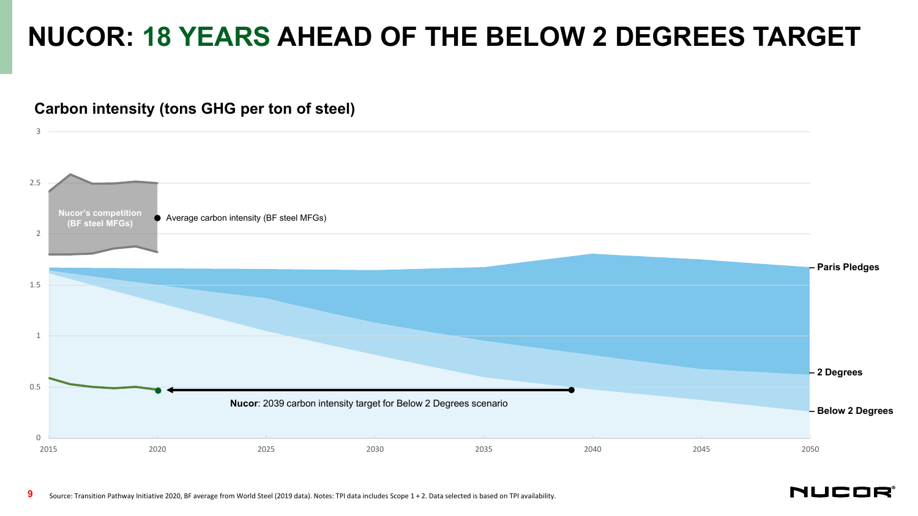# NUCOR: 18 YEARS AHEAD OF THE BELOW 2 DEGREES TARGET

**Carbon intensity (tons GHG per ton of steel)**

3

2.5

2

1.5

1

0.5

0

2015 2020 2025 2030 2035 2040 2045 2050

**Nucor's competition (BF steel MFGs)**

Average carbon intensity (BF steel MFGs)

**Paris Pledges**

**2 Degrees**

**Below 2 Degrees**

**Nucor**: 2039 carbon intensity target for Below 2 Degrees scenario

Source: Transition Pathway Initiative 2020, BF average from World Steel (2019 data). Notes: TPI data includes Scope 1 + 2. Data selected is based on TPI availability.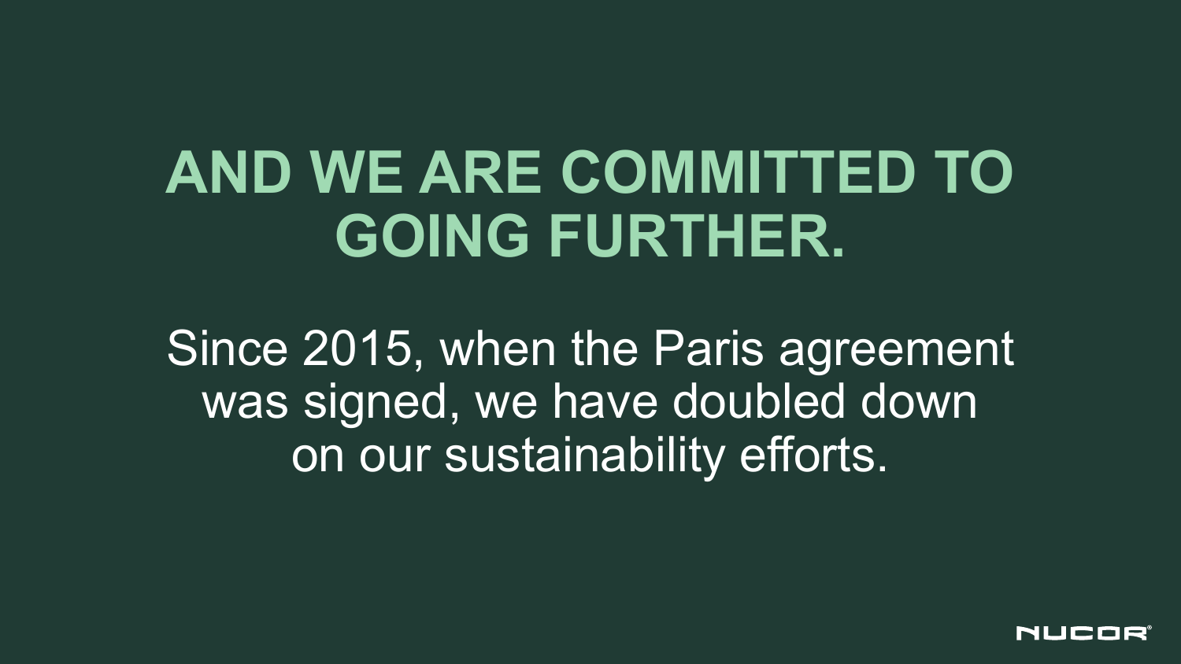# AND WE ARE COMMITTED TO GOING FURTHER.

Since 2015, when the Paris agreement was signed, we have doubled down on our sustainability efforts.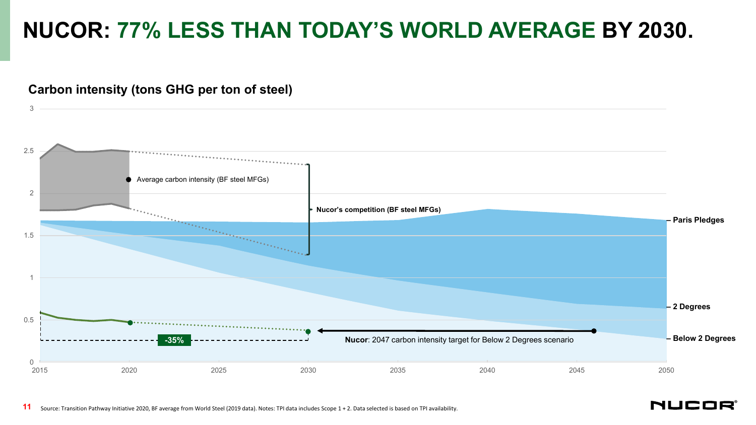# NUCOR: 77% LESS THAN TODAY'S WORLD AVERAGE BY 2030.

**Carbon intensity (tons GHG per ton of steel)**

- Average carbon intensity (BF steel MFGs)
- Nucor's competition (BF steel MFGs)
- Paris Pledges
- 2 Degrees
- Below 2 Degrees
- -35%
- **Nucor**: 2047 carbon intensity target for Below 2 Degrees scenario

Source: Transition Pathway Initiative 2020, BF average from World Steel (2019 data). Notes: TPI data includes Scope 1 + 2. Data selected is based on TPI availability.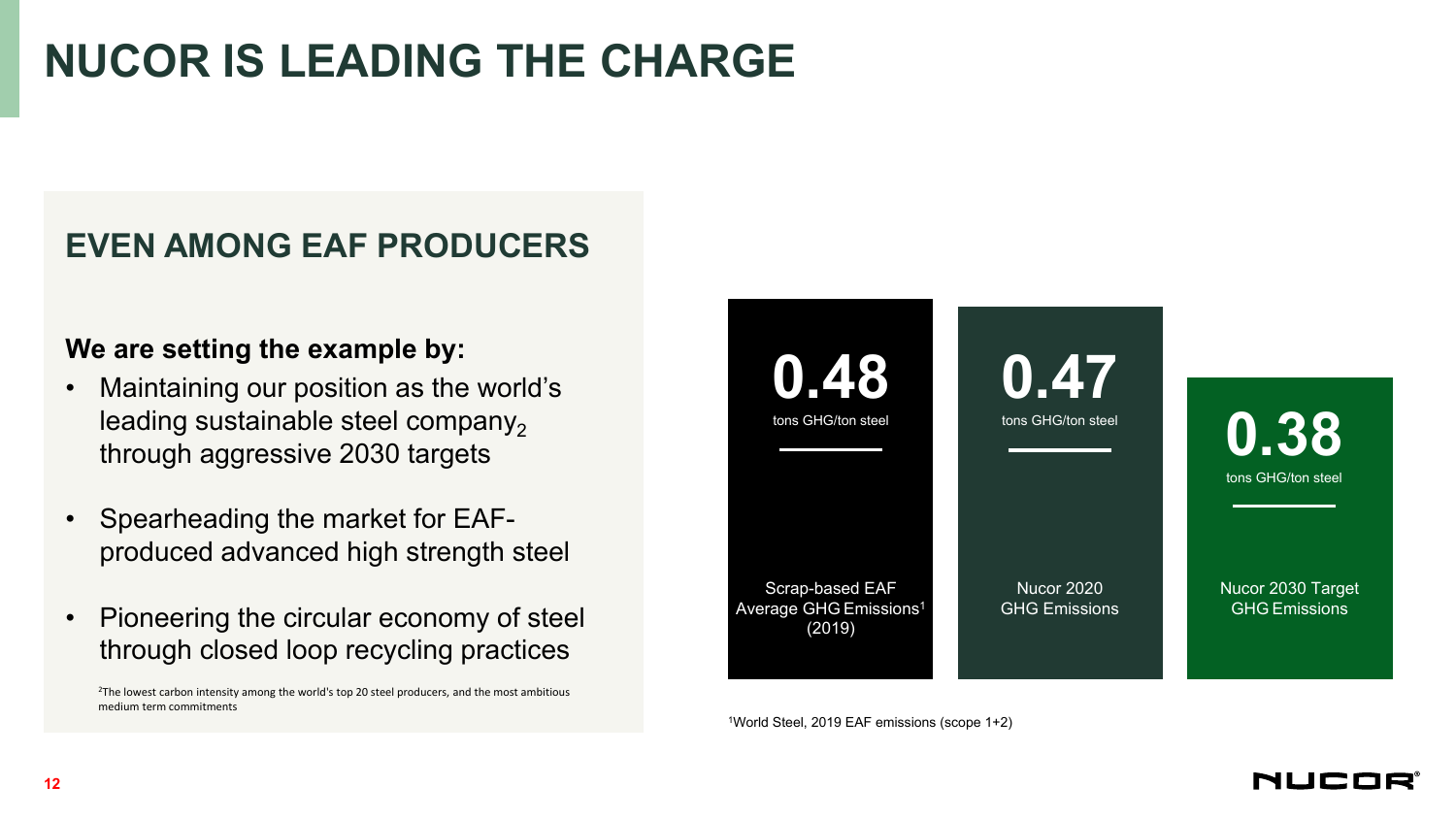# NUCOR IS LEADING THE CHARGE

## EVEN AMONG EAF PRODUCERS

**We are setting the example by:**

- Maintaining our position as the world's leading sustainable steel company[2] through aggressive 2030 targets
- Spearheading the market for EAF-produced advanced high strength steel
- Pioneering the circular economy of steel through closed loop recycling practices

[2]The lowest carbon intensity among the world's top 20 steel producers, and the most ambitious medium term commitments

**0.48**
tons GHG/ton steel

Scrap-based EAF Average GHG Emissions[1] (2019)

**0.47**
tons GHG/ton steel

Nucor 2020 GHG Emissions

**0.38**
tons GHG/ton steel

Nucor 2030 Target GHG Emissions

[1]World Steel, 2019 EAF emissions (scope 1+2)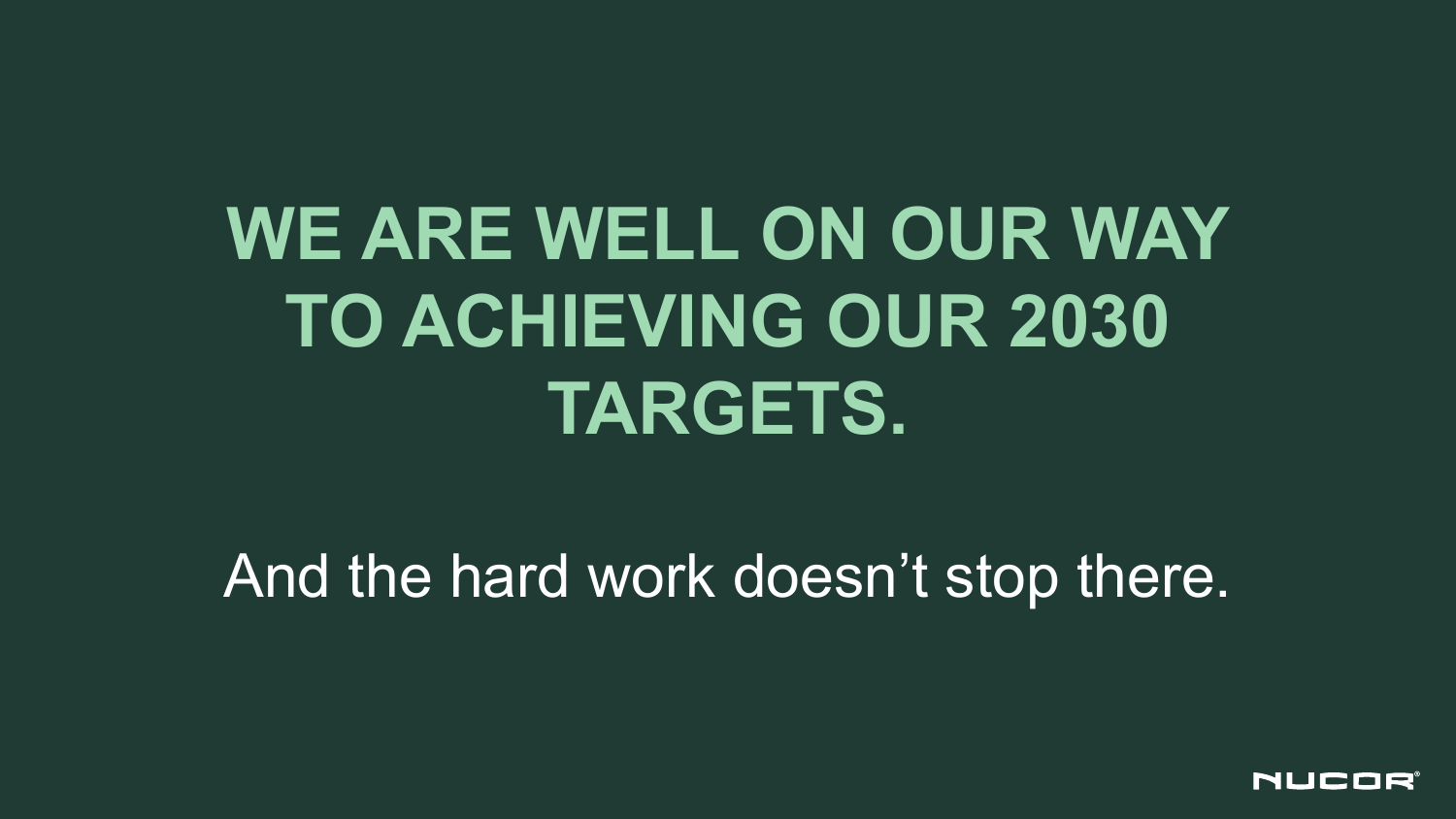# WE ARE WELL ON OUR WAY TO ACHIEVING OUR 2030 TARGETS.

And the hard work doesn't stop there.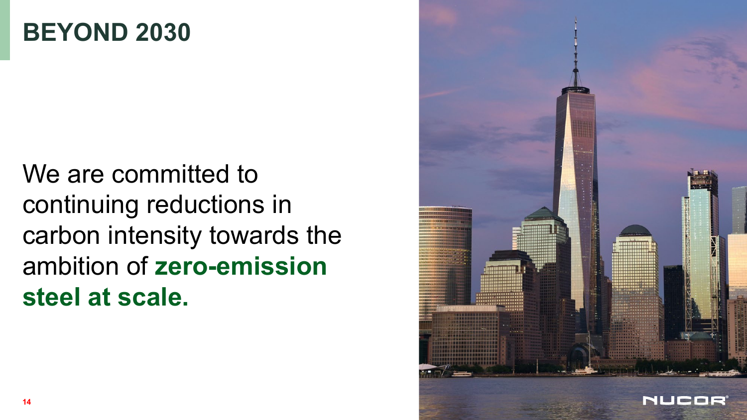# BEYOND 2030

We are committed to continuing reductions in carbon intensity towards the ambition of **zero-emission steel at scale.**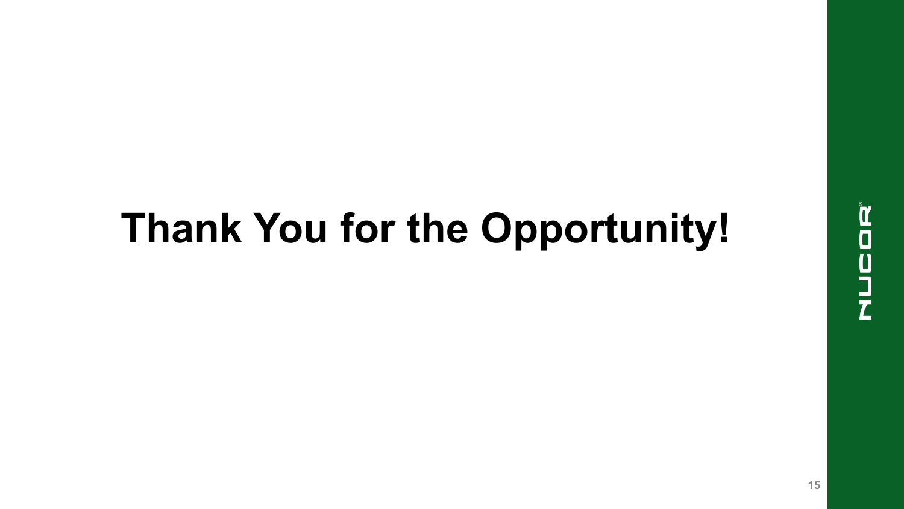# Thank You for the Opportunity!